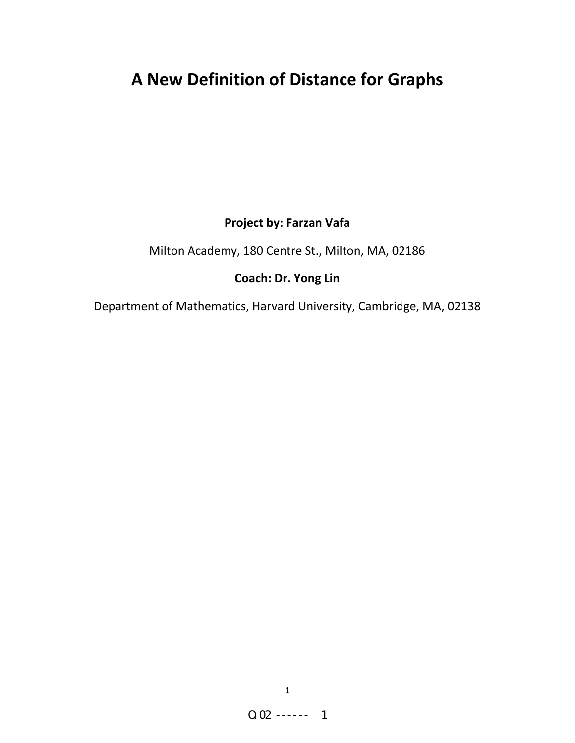# A New Definition of Distance for Graphs

**Project by: Farzan Vafa**

Milton Academy, 180 Centre St., Milton, MA, 02186

**Coach: Dr. Yong Lin**

Department of Mathematics, Harvard University, Cambridge, MA, 02138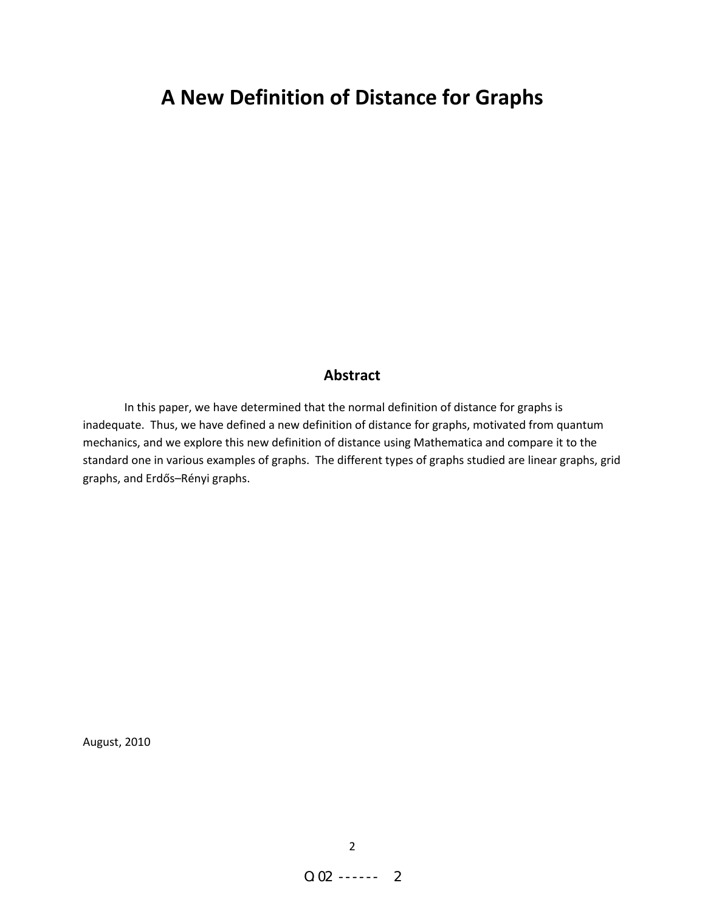# A New Definition of Distance for Graphs

## Abstract

In this paper, we have determined that the normal definition of distance for graphs is inadequate. Thus, we have defined a new definition of distance for graphs, motivated from quantum mechanics, and we explore this new definition of distance using Mathematica and compare it to the standard one in various examples of graphs. The different types of graphs studied are linear graphs, grid graphs, and Erdős–Rényi graphs.

August, 2010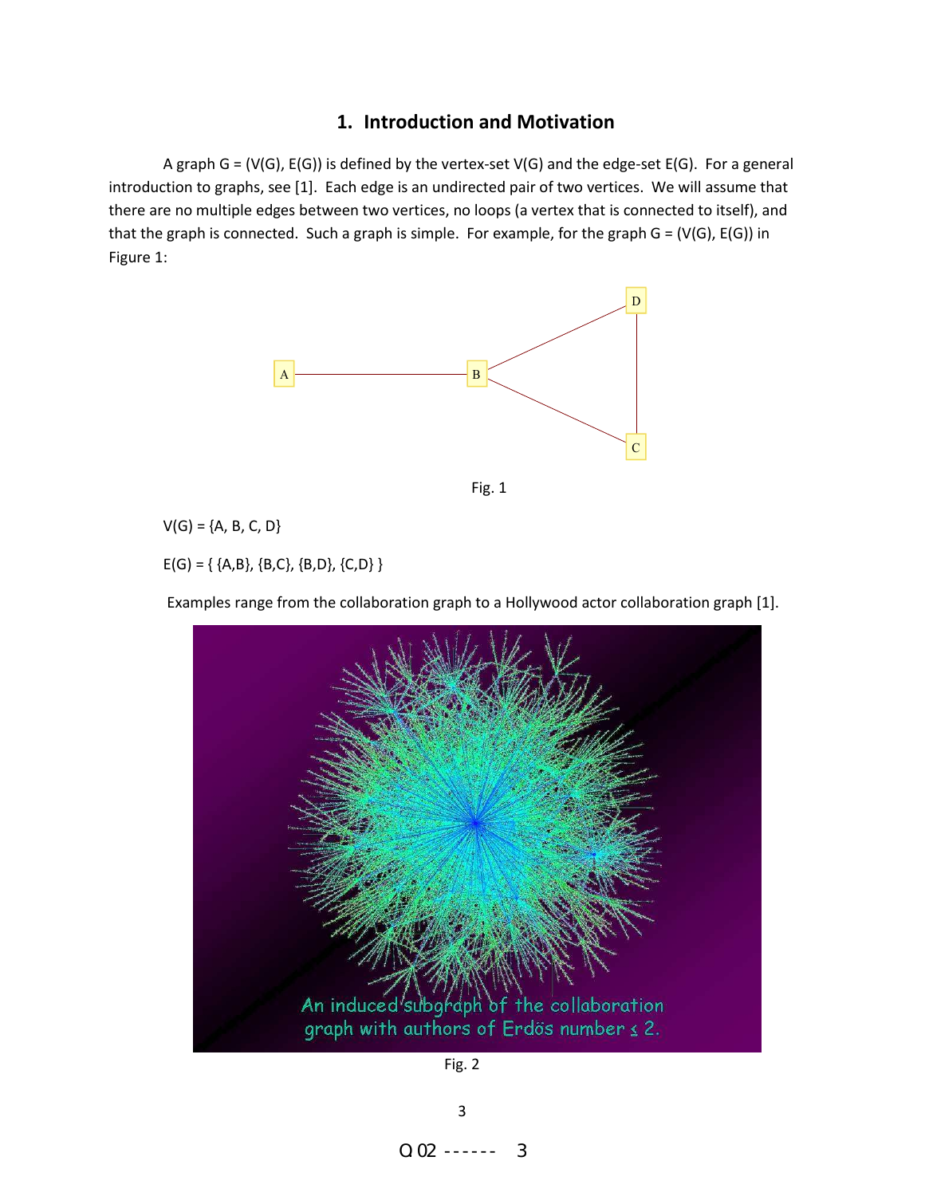## 1. Introduction and Motivation

A graph G = (V(G), E(G)) is defined by the vertex-set V(G) and the edge-set E(G). For a general introduction to graphs, see [1]. Each edge is an undirected pair of two vertices. We will assume that there are no multiple edges between two vertices, no loops (a vertex that is connected to itself), and that the graph is connected. Such a graph is simple. For example, for the graph G = (V(G), E(G)) in Figure 1:

Fig. 1

V(G) = {A, B, C, D}

E(G) = { {A,B}, {B,C}, {B,D}, {C,D} }

Examples range from the collaboration graph to a Hollywood actor collaboration graph [1].

Fig. 2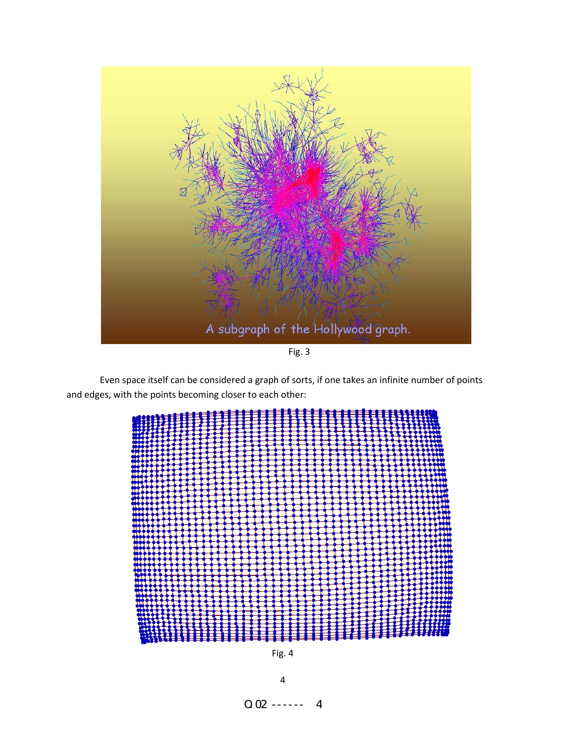Fig. 3

Even space itself can be considered a graph of sorts, if one takes an infinite number of points and edges, with the points becoming closer to each other:

Fig. 4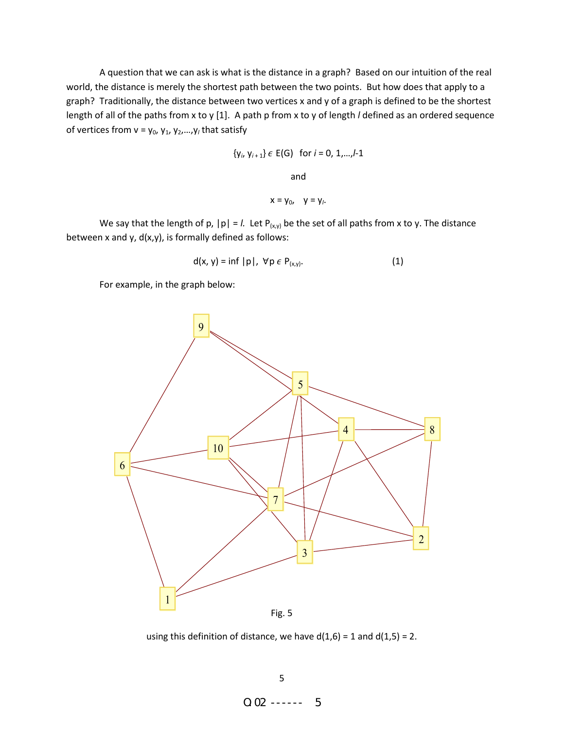A question that we can ask is what is the distance in a graph? Based on our intuition of the real world, the distance is merely the shortest path between the two points. But how does that apply to a graph? Traditionally, the distance between two vertices x and y of a graph is defined to be the shortest length of all of the paths from x to y [1]. A path p from x to y of length *l* defined as an ordered sequence of vertices from $v = y_0, y_1, y_2, \ldots, y_l$ that satisfy

$$\{y_i, y_{i+1}\} \in E(G) \quad \text{for } i = 0, 1, \ldots, l\text{-}1$$

and

$$x = y_0, \quad y = y_l.$$

We say that the length of p, $|p| = l$. Let $P_{(x,y)}$ be the set of all paths from x to y. The distance between x and y, d(x,y), is formally defined as follows:

$$d(x, y) = \inf |p|, \ \forall p \in P_{(x,y)}. \qquad (1)$$

For example, in the graph below:

Fig. 5

using this definition of distance, we have d(1,6) = 1 and d(1,5) = 2.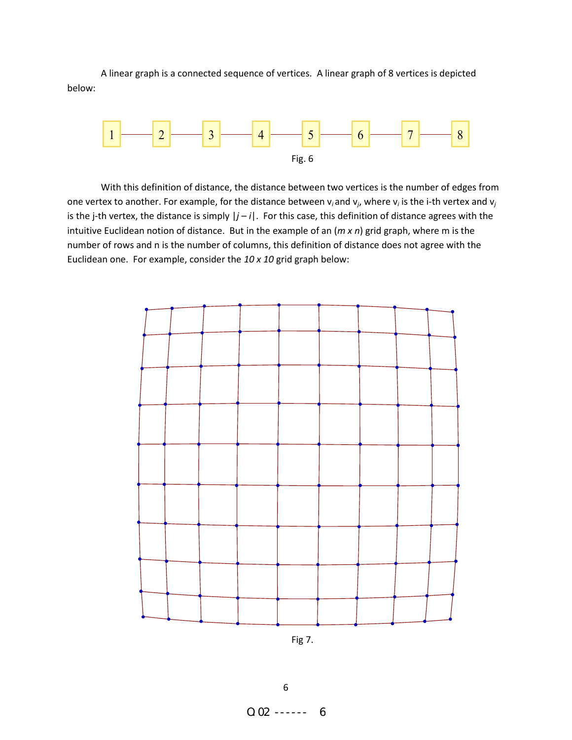A linear graph is a connected sequence of vertices. A linear graph of 8 vertices is depicted below:

Fig. 6

With this definition of distance, the distance between two vertices is the number of edges from one vertex to another. For example, for the distance between $v_i$ and $v_j$, where $v_i$ is the i-th vertex and $v_j$ is the j-th vertex, the distance is simply $|j - i|$. For this case, this definition of distance agrees with the intuitive Euclidean notion of distance. But in the example of an (*m x n*) grid graph, where m is the number of rows and n is the number of columns, this definition of distance does not agree with the Euclidean one. For example, consider the *10 x 10* grid graph below:

Fig 7.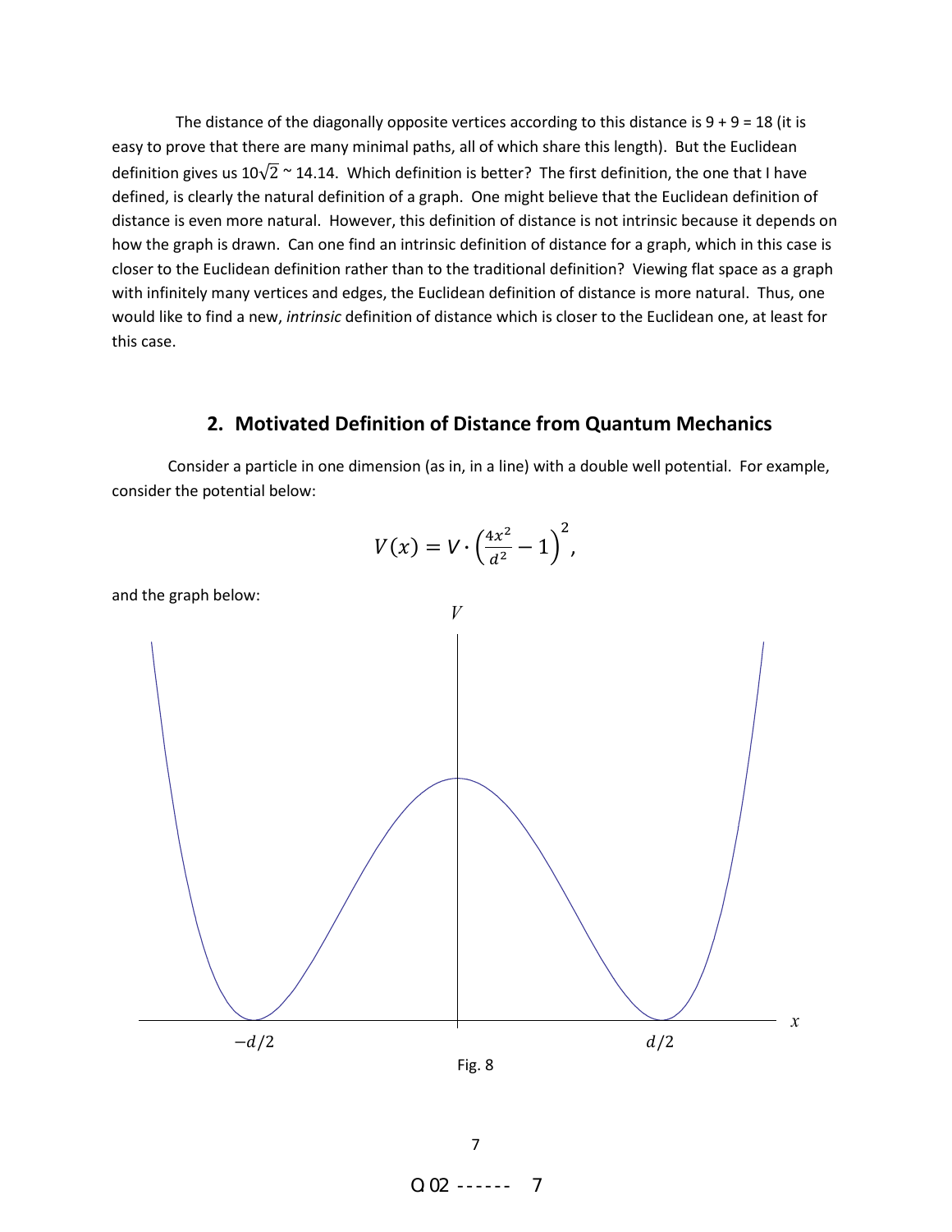The distance of the diagonally opposite vertices according to this distance is 9 + 9 = 18 (it is easy to prove that there are many minimal paths, all of which share this length). But the Euclidean definition gives us $10\sqrt{2} \sim 14.14$. Which definition is better? The first definition, the one that I have defined, is clearly the natural definition of a graph. One might believe that the Euclidean definition of distance is even more natural. However, this definition of distance is not intrinsic because it depends on how the graph is drawn. Can one find an intrinsic definition of distance for a graph, which in this case is closer to the Euclidean definition rather than to the traditional definition? Viewing flat space as a graph with infinitely many vertices and edges, the Euclidean definition of distance is more natural. Thus, one would like to find a new, *intrinsic* definition of distance which is closer to the Euclidean one, at least for this case.

## 2. Motivated Definition of Distance from Quantum Mechanics

Consider a particle in one dimension (as in, in a line) with a double well potential. For example, consider the potential below:

$$V(x) = V \cdot \left(\frac{4x^2}{d^2} - 1\right)^2,$$

and the graph below:

Fig. 8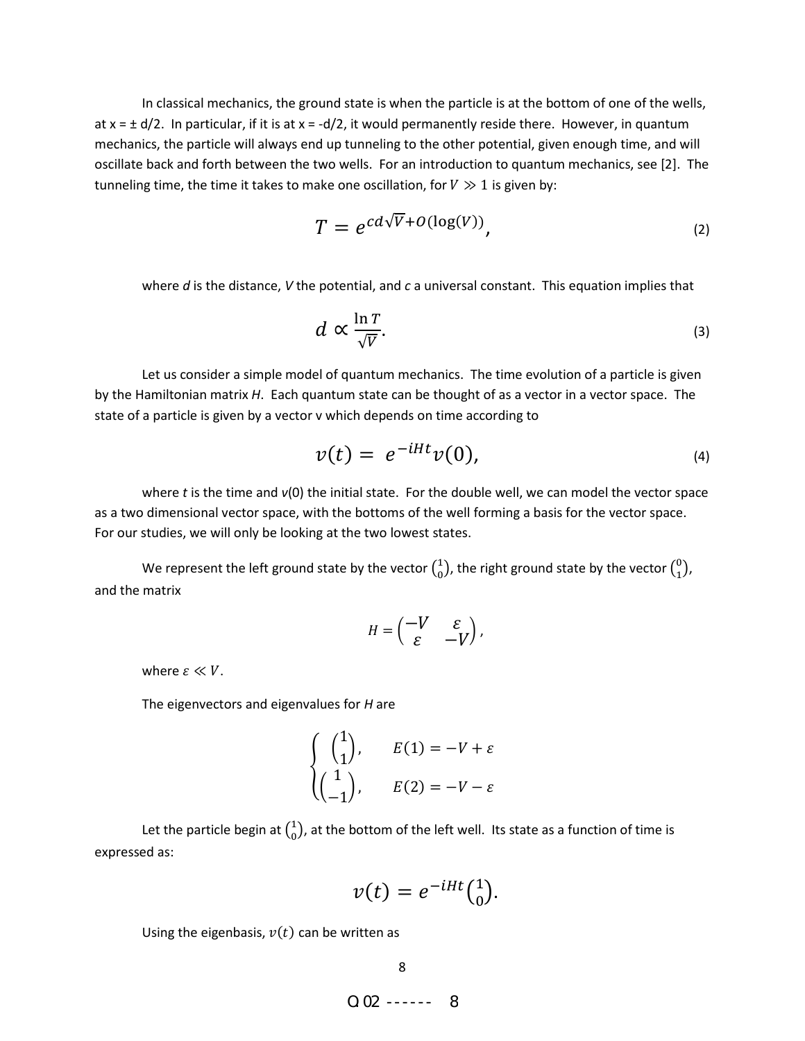In classical mechanics, the ground state is when the particle is at the bottom of one of the wells, at x = ± d/2. In particular, if it is at x = -d/2, it would permanently reside there. However, in quantum mechanics, the particle will always end up tunneling to the other potential, given enough time, and will oscillate back and forth between the two wells. For an introduction to quantum mechanics, see [2]. The tunneling time, the time it takes to make one oscillation, for $V \gg 1$ is given by:

$$T = e^{cd\sqrt{V}+O(\log(V))}, \tag{2}$$

where *d* is the distance, *V* the potential, and *c* a universal constant. This equation implies that

$$d \propto \frac{\ln T}{\sqrt{V}}. \tag{3}$$

Let us consider a simple model of quantum mechanics. The time evolution of a particle is given by the Hamiltonian matrix *H*. Each quantum state can be thought of as a vector in a vector space. The state of a particle is given by a vector v which depends on time according to

$$v(t) = e^{-iHt}v(0), \tag{4}$$

where *t* is the time and *v*(0) the initial state. For the double well, we can model the vector space as a two dimensional vector space, with the bottoms of the well forming a basis for the vector space. For our studies, we will only be looking at the two lowest states.

We represent the left ground state by the vector $\binom{1}{0}$, the right ground state by the vector $\binom{0}{1}$, and the matrix

$$H = \begin{pmatrix} -V & \varepsilon \\ \varepsilon & -V \end{pmatrix},$$

where $\varepsilon \ll V$.

The eigenvectors and eigenvalues for *H* are

$$\begin{cases} \begin{pmatrix} 1 \\ 1 \end{pmatrix}, & E(1) = -V + \varepsilon \\ \begin{pmatrix} 1 \\ -1 \end{pmatrix}, & E(2) = -V - \varepsilon \end{cases}$$

Let the particle begin at $\binom{1}{0}$, at the bottom of the left well. Its state as a function of time is expressed as:

$$v(t) = e^{-iHt}\binom{1}{0}.$$

Using the eigenbasis, $v(t)$ can be written as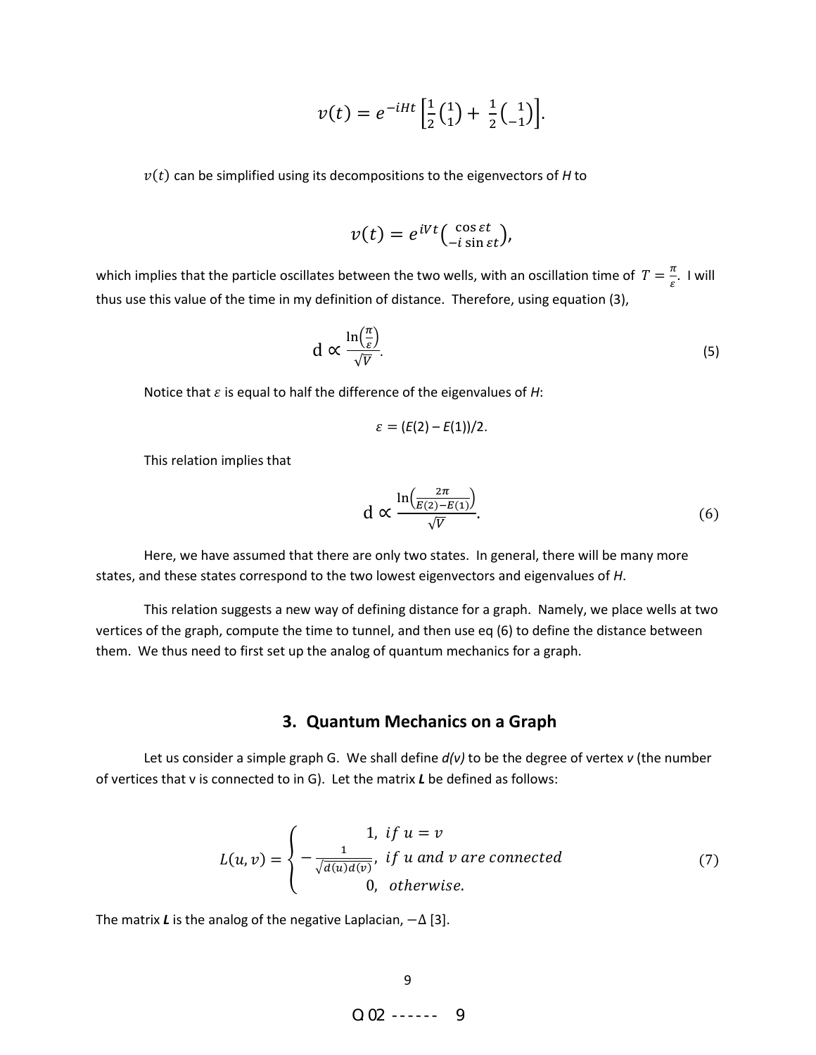$$v(t) = e^{-iHt}\left[\frac{1}{2}\binom{1}{1} + \frac{1}{2}\binom{1}{-1}\right].$$

$v(t)$ can be simplified using its decompositions to the eigenvectors of *H* to

$$v(t) = e^{iVt}\binom{\cos \varepsilon t}{-i \sin \varepsilon t},$$

which implies that the particle oscillates between the two wells, with an oscillation time of $T = \frac{\pi}{\varepsilon}$. I will thus use this value of the time in my definition of distance. Therefore, using equation (3),

$$\mathrm{d} \propto \frac{\ln\left(\frac{\pi}{\varepsilon}\right)}{\sqrt{V}}. \tag{5}$$

Notice that $\varepsilon$ is equal to half the difference of the eigenvalues of *H*:

$$\varepsilon = (E(2) - E(1))/2.$$

This relation implies that

$$\mathrm{d} \propto \frac{\ln\left(\frac{2\pi}{E(2)-E(1)}\right)}{\sqrt{V}}. \tag{6}$$

Here, we have assumed that there are only two states. In general, there will be many more states, and these states correspond to the two lowest eigenvectors and eigenvalues of *H*.

This relation suggests a new way of defining distance for a graph. Namely, we place wells at two vertices of the graph, compute the time to tunnel, and then use eq (6) to define the distance between them. We thus need to first set up the analog of quantum mechanics for a graph.

## 3. Quantum Mechanics on a Graph

Let us consider a simple graph G. We shall define *d(v)* to be the degree of vertex *v* (the number of vertices that v is connected to in G). Let the matrix ***L*** be defined as follows:

$$L(u,v) = \begin{cases} 1, & if\ u = v \\ -\frac{1}{\sqrt{d(u)d(v)}}, & if\ u\ and\ v\ are\ connected \\ 0, & otherwise. \end{cases} \tag{7}$$

The matrix ***L*** is the analog of the negative Laplacian, $-\Delta$ [3].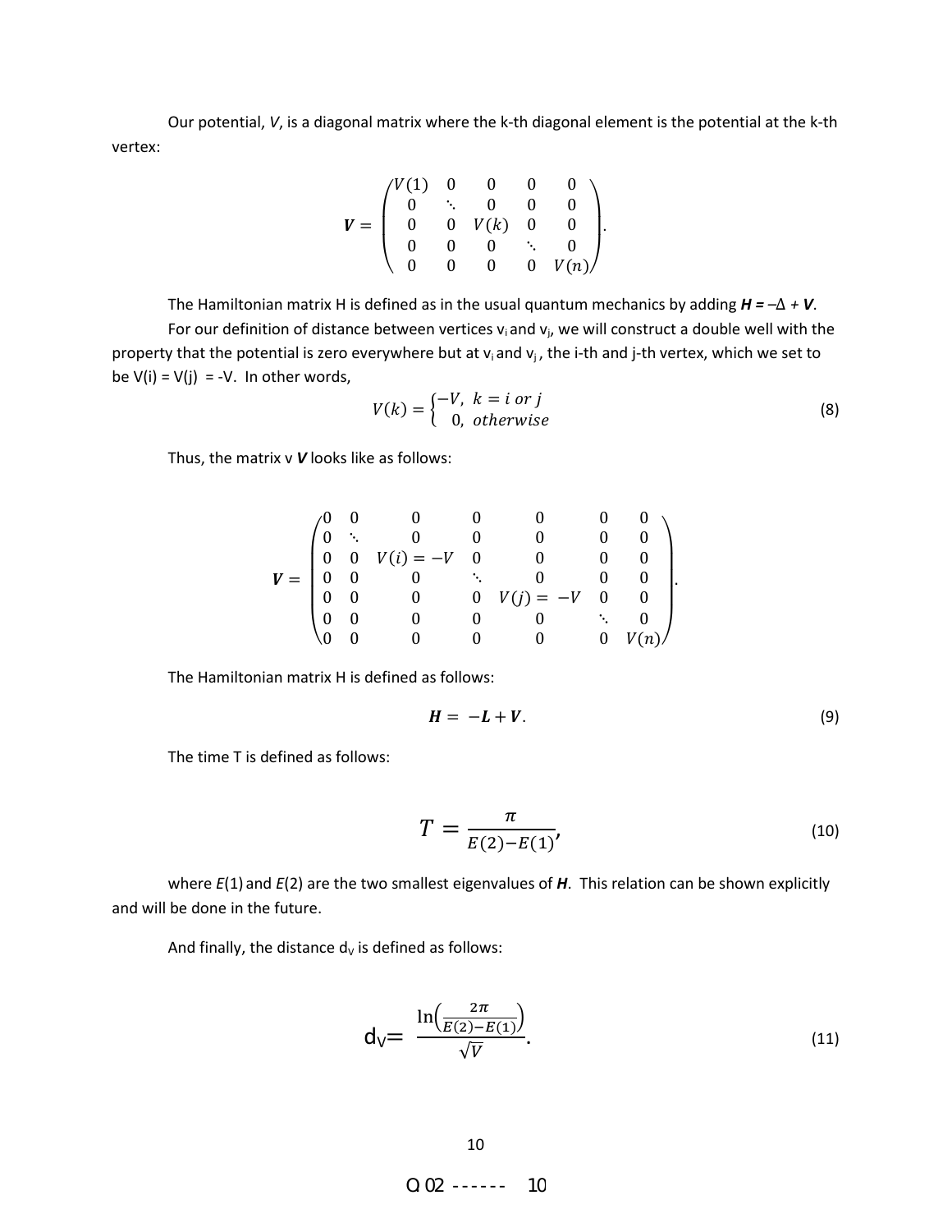Our potential, $V$, is a diagonal matrix where the k-th diagonal element is the potential at the k-th vertex:

$$
\boldsymbol{V} = \begin{pmatrix} V(1) & 0 & 0 & 0 & 0 \\ 0 & \ddots & 0 & 0 & 0 \\ 0 & 0 & V(k) & 0 & 0 \\ 0 & 0 & 0 & \ddots & 0 \\ 0 & 0 & 0 & 0 & V(n) \end{pmatrix}.
$$

The Hamiltonian matrix H is defined as in the usual quantum mechanics by adding $\boldsymbol{H} = -\Delta + \boldsymbol{V}$.

For our definition of distance between vertices $v_i$ and $v_j$, we will construct a double well with the property that the potential is zero everywhere but at $v_i$ and $v_j$, the i-th and j-th vertex, which we set to be $V(i) = V(j) = -V$. In other words,

$$
V(k) = \begin{cases} -V, & k = i \text{ or } j \\ 0, & \text{otherwise} \end{cases} \tag{8}
$$

Thus, the matrix v $\boldsymbol{V}$ looks like as follows:

$$
\boldsymbol{V} = \begin{pmatrix} 0 & 0 & 0 & 0 & 0 & 0 & 0 \\ 0 & \ddots & 0 & 0 & 0 & 0 & 0 \\ 0 & 0 & V(i) = -V & 0 & 0 & 0 & 0 \\ 0 & 0 & 0 & \ddots & 0 & 0 & 0 \\ 0 & 0 & 0 & 0 & V(j) = -V & 0 & 0 \\ 0 & 0 & 0 & 0 & 0 & \ddots & 0 \\ 0 & 0 & 0 & 0 & 0 & 0 & V(n) \end{pmatrix}.
$$

The Hamiltonian matrix H is defined as follows:

$$
\boldsymbol{H} = -\boldsymbol{L} + \boldsymbol{V}. \tag{9}
$$

The time T is defined as follows:

$$
T = \frac{\pi}{E(2) - E(1)}, \tag{10}
$$

where $E(1)$ and $E(2)$ are the two smallest eigenvalues of $\boldsymbol{H}$. This relation can be shown explicitly and will be done in the future.

And finally, the distance $d_V$ is defined as follows:

$$
d_V = \frac{\ln\left(\frac{2\pi}{E(2) - E(1)}\right)}{\sqrt{V}}. \tag{11}
$$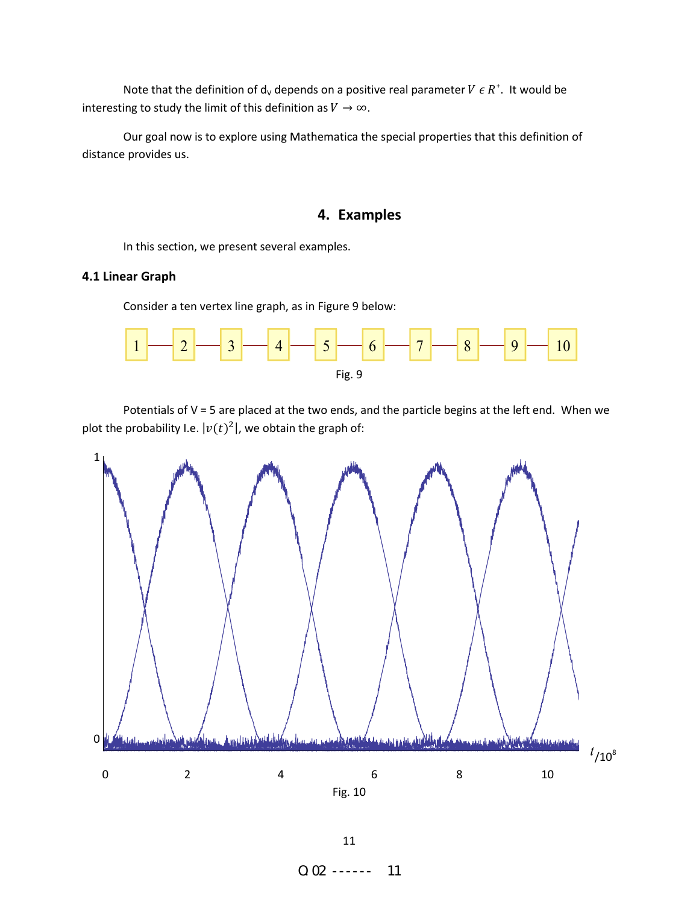Note that the definition of $d_V$ depends on a positive real parameter $V \epsilon R^+$. It would be interesting to study the limit of this definition as $V \rightarrow \infty$.

Our goal now is to explore using Mathematica the special properties that this definition of distance provides us.

## 4. Examples

In this section, we present several examples.

### 4.1 Linear Graph

Consider a ten vertex line graph, as in Figure 9 below:

Fig. 9

Potentials of V = 5 are placed at the two ends, and the particle begins at the left end. When we plot the probability I.e. $|v(t)^2|$, we obtain the graph of:

Fig. 10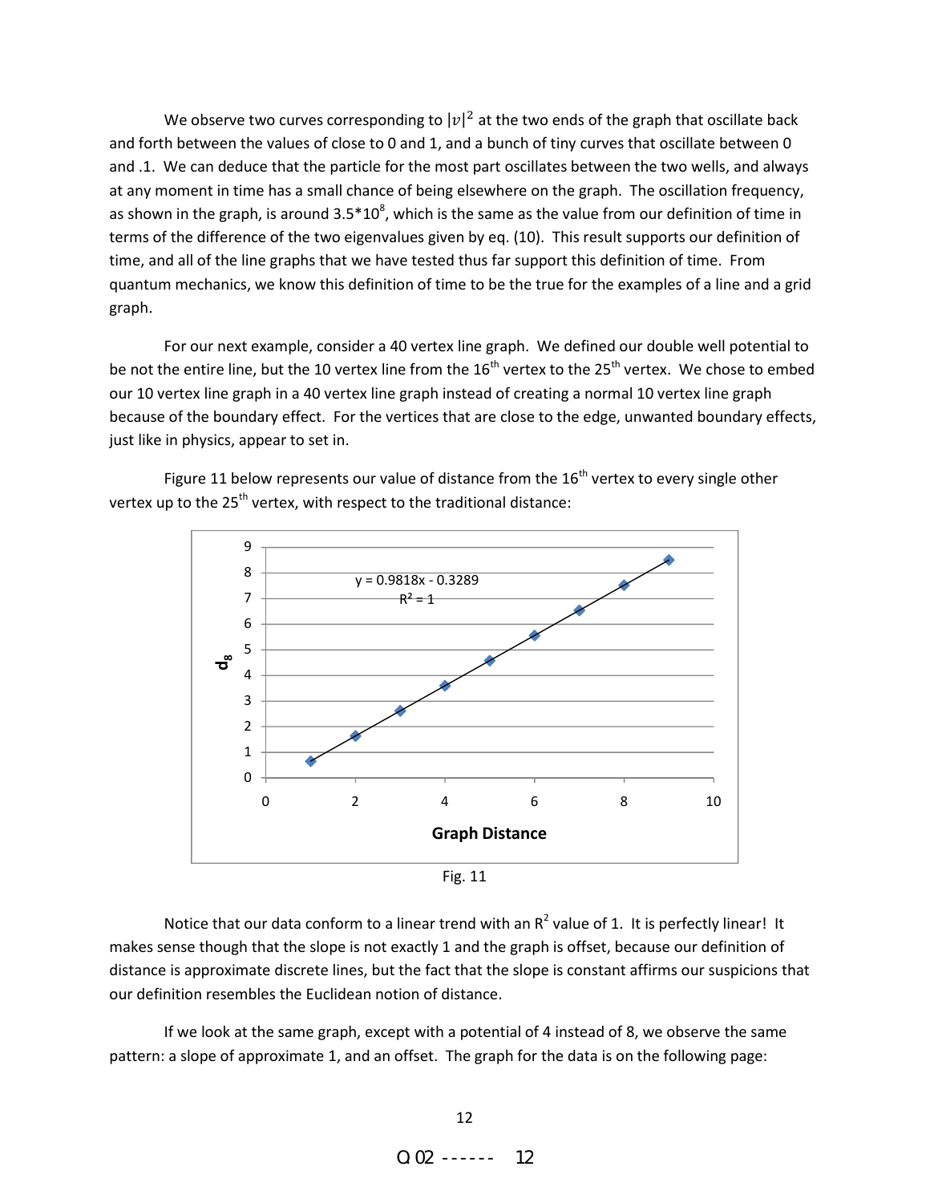We observe two curves corresponding to $|v|^2$ at the two ends of the graph that oscillate back and forth between the values of close to 0 and 1, and a bunch of tiny curves that oscillate between 0 and .1. We can deduce that the particle for the most part oscillates between the two wells, and always at any moment in time has a small chance of being elsewhere on the graph. The oscillation frequency, as shown in the graph, is around $3.5*10^8$, which is the same as the value from our definition of time in terms of the difference of the two eigenvalues given by eq. (10). This result supports our definition of time, and all of the line graphs that we have tested thus far support this definition of time. From quantum mechanics, we know this definition of time to be the true for the examples of a line and a grid graph.

For our next example, consider a 40 vertex line graph. We defined our double well potential to be not the entire line, but the 10 vertex line from the 16th vertex to the 25th vertex. We chose to embed our 10 vertex line graph in a 40 vertex line graph instead of creating a normal 10 vertex line graph because of the boundary effect. For the vertices that are close to the edge, unwanted boundary effects, just like in physics, appear to set in.

Figure 11 below represents our value of distance from the 16th vertex to every single other vertex up to the 25th vertex, with respect to the traditional distance:

Fig. 11

Notice that our data conform to a linear trend with an $R^2$ value of 1. It is perfectly linear! It makes sense though that the slope is not exactly 1 and the graph is offset, because our definition of distance is approximate discrete lines, but the fact that the slope is constant affirms our suspicions that our definition resembles the Euclidean notion of distance.

If we look at the same graph, except with a potential of 4 instead of 8, we observe the same pattern: a slope of approximate 1, and an offset. The graph for the data is on the following page: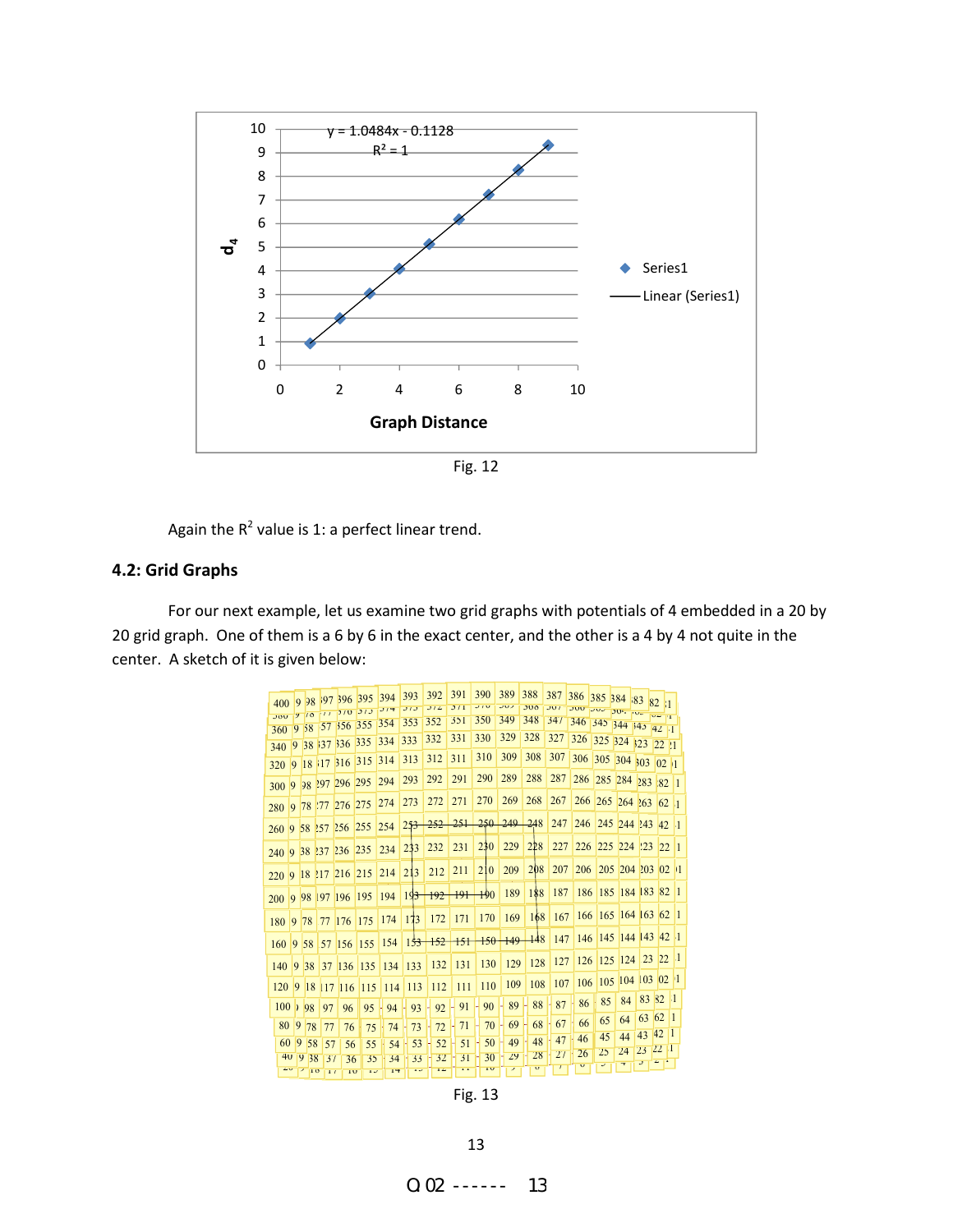Fig. 12

Again the $R^2$ value is 1: a perfect linear trend.

### 4.2: Grid Graphs

For our next example, let us examine two grid graphs with potentials of 4 embedded in a 20 by 20 grid graph. One of them is a 6 by 6 in the exact center, and the other is a 4 by 4 not quite in the center. A sketch of it is given below:

Fig. 13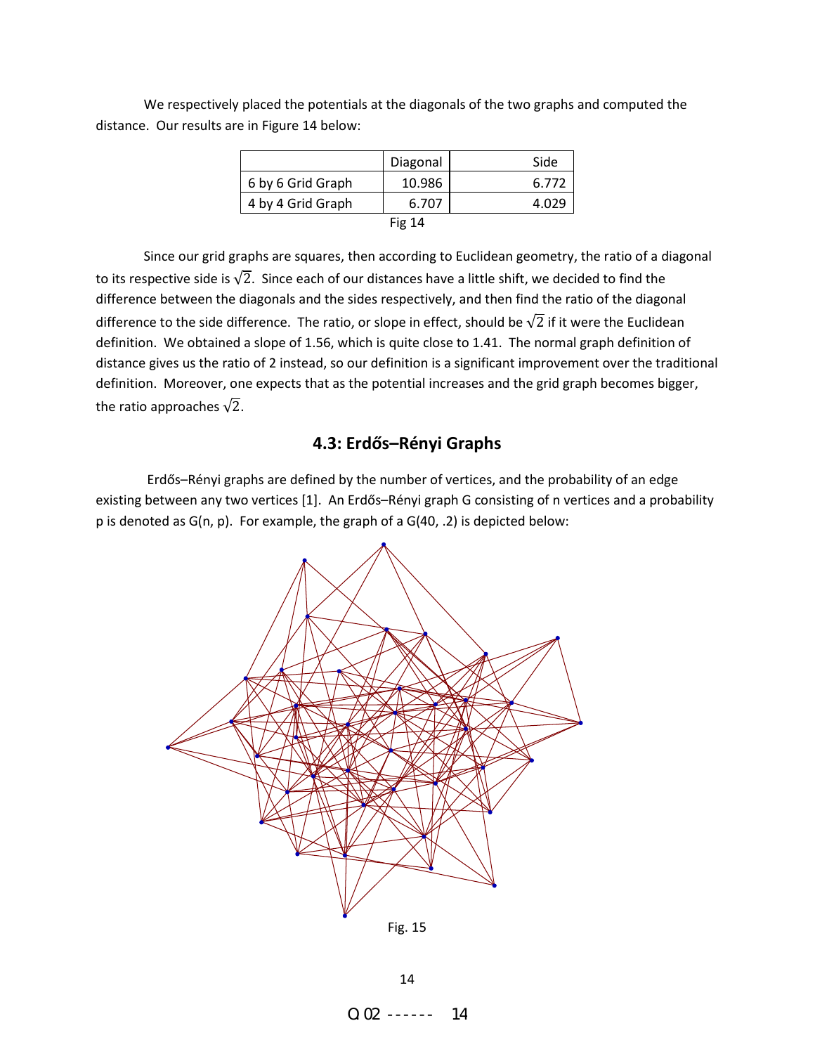We respectively placed the potentials at the diagonals of the two graphs and computed the distance. Our results are in Figure 14 below:

| | Diagonal | Side |
|---|---|---|
| 6 by 6 Grid Graph | 10.986 | 6.772 |
| 4 by 4 Grid Graph | 6.707 | 4.029 |

Fig 14

Since our grid graphs are squares, then according to Euclidean geometry, the ratio of a diagonal to its respective side is $\sqrt{2}$. Since each of our distances have a little shift, we decided to find the difference between the diagonals and the sides respectively, and then find the ratio of the diagonal difference to the side difference. The ratio, or slope in effect, should be $\sqrt{2}$ if it were the Euclidean definition. We obtained a slope of 1.56, which is quite close to 1.41. The normal graph definition of distance gives us the ratio of 2 instead, so our definition is a significant improvement over the traditional definition. Moreover, one expects that as the potential increases and the grid graph becomes bigger, the ratio approaches $\sqrt{2}$.

## 4.3: Erdős–Rényi Graphs

Erdős–Rényi graphs are defined by the number of vertices, and the probability of an edge existing between any two vertices [1]. An Erdős–Rényi graph G consisting of n vertices and a probability p is denoted as G(n, p). For example, the graph of a G(40, .2) is depicted below:

Fig. 15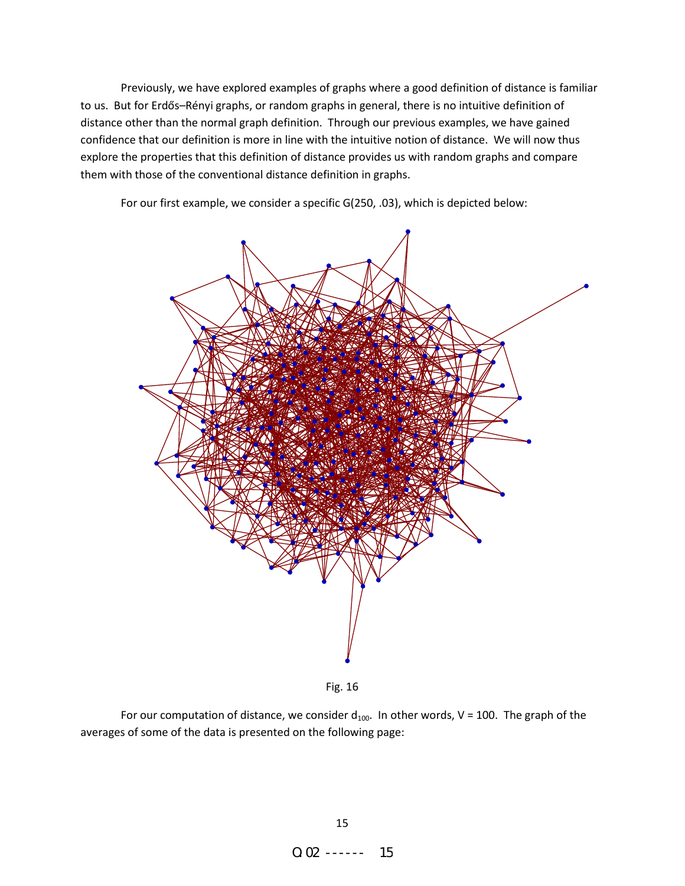Previously, we have explored examples of graphs where a good definition of distance is familiar to us. But for Erdős–Rényi graphs, or random graphs in general, there is no intuitive definition of distance other than the normal graph definition. Through our previous examples, we have gained confidence that our definition is more in line with the intuitive notion of distance. We will now thus explore the properties that this definition of distance provides us with random graphs and compare them with those of the conventional distance definition in graphs.

For our first example, we consider a specific G(250, .03), which is depicted below:

Fig. 16

For our computation of distance, we consider $d_{100}$. In other words, V = 100. The graph of the averages of some of the data is presented on the following page: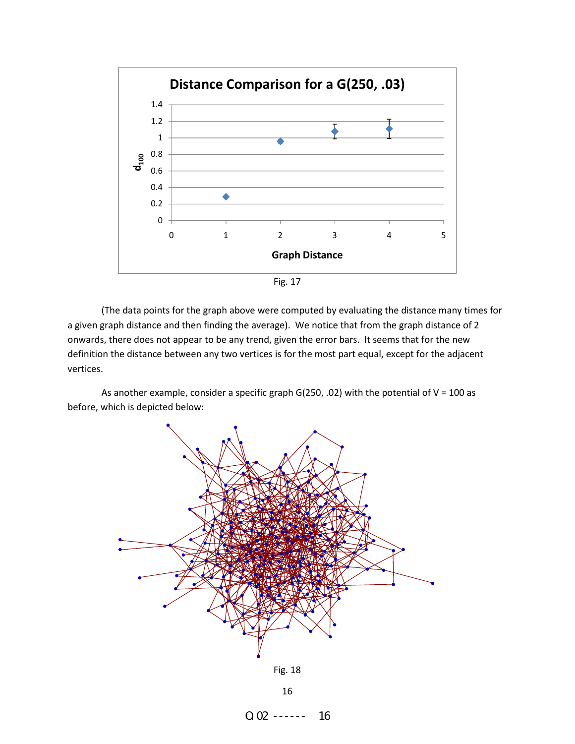Fig. 17

(The data points for the graph above were computed by evaluating the distance many times for a given graph distance and then finding the average). We notice that from the graph distance of 2 onwards, there does not appear to be any trend, given the error bars. It seems that for the new definition the distance between any two vertices is for the most part equal, except for the adjacent vertices.

As another example, consider a specific graph G(250, .02) with the potential of V = 100 as before, which is depicted below:

Fig. 18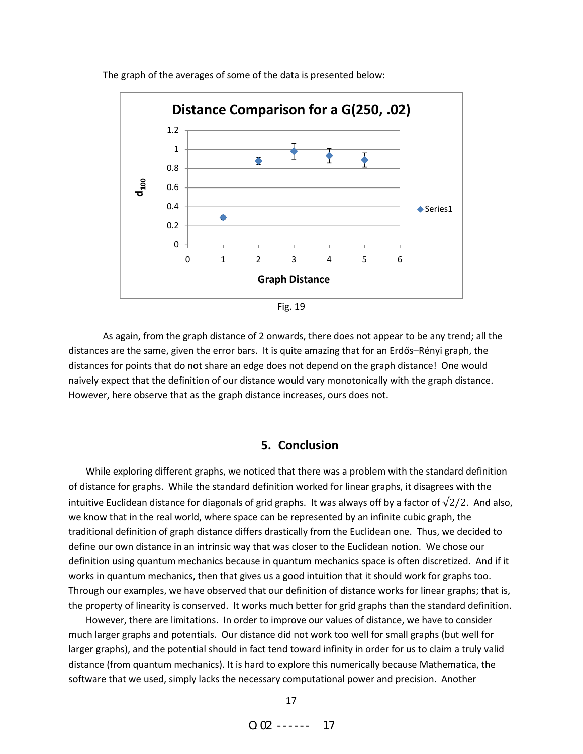The graph of the averages of some of the data is presented below:

Fig. 19

As again, from the graph distance of 2 onwards, there does not appear to be any trend; all the distances are the same, given the error bars. It is quite amazing that for an Erdős–Rényi graph, the distances for points that do not share an edge does not depend on the graph distance! One would naively expect that the definition of our distance would vary monotonically with the graph distance. However, here observe that as the graph distance increases, ours does not.

## 5. Conclusion

While exploring different graphs, we noticed that there was a problem with the standard definition of distance for graphs. While the standard definition worked for linear graphs, it disagrees with the intuitive Euclidean distance for diagonals of grid graphs. It was always off by a factor of $\sqrt{2}/2$. And also, we know that in the real world, where space can be represented by an infinite cubic graph, the traditional definition of graph distance differs drastically from the Euclidean one. Thus, we decided to define our own distance in an intrinsic way that was closer to the Euclidean notion. We chose our definition using quantum mechanics because in quantum mechanics space is often discretized. And if it works in quantum mechanics, then that gives us a good intuition that it should work for graphs too. Through our examples, we have observed that our definition of distance works for linear graphs; that is, the property of linearity is conserved. It works much better for grid graphs than the standard definition.

However, there are limitations. In order to improve our values of distance, we have to consider much larger graphs and potentials. Our distance did not work too well for small graphs (but well for larger graphs), and the potential should in fact tend toward infinity in order for us to claim a truly valid distance (from quantum mechanics). It is hard to explore this numerically because Mathematica, the software that we used, simply lacks the necessary computational power and precision. Another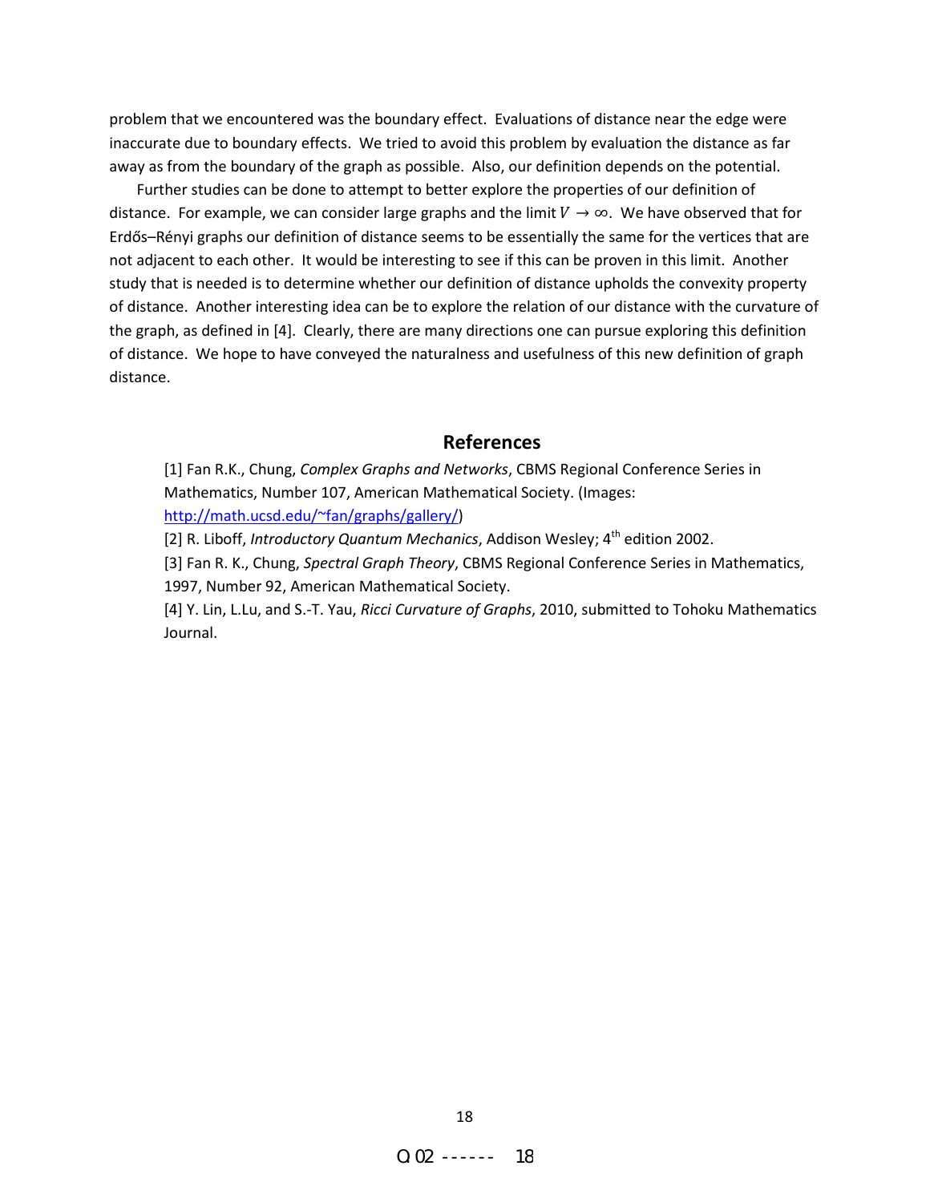problem that we encountered was the boundary effect. Evaluations of distance near the edge were inaccurate due to boundary effects. We tried to avoid this problem by evaluation the distance as far away as from the boundary of the graph as possible. Also, our definition depends on the potential.

Further studies can be done to attempt to better explore the properties of our definition of distance. For example, we can consider large graphs and the limit $V \to \infty$. We have observed that for Erdős–Rényi graphs our definition of distance seems to be essentially the same for the vertices that are not adjacent to each other. It would be interesting to see if this can be proven in this limit. Another study that is needed is to determine whether our definition of distance upholds the convexity property of distance. Another interesting idea can be to explore the relation of our distance with the curvature of the graph, as defined in [4]. Clearly, there are many directions one can pursue exploring this definition of distance. We hope to have conveyed the naturalness and usefulness of this new definition of graph distance.

## References

[1] Fan R.K., Chung, *Complex Graphs and Networks*, CBMS Regional Conference Series in Mathematics, Number 107, American Mathematical Society. (Images: http://math.ucsd.edu/~fan/graphs/gallery/)

[2] R. Liboff, *Introductory Quantum Mechanics*, Addison Wesley; 4th edition 2002.

[3] Fan R. K., Chung, *Spectral Graph Theory*, CBMS Regional Conference Series in Mathematics, 1997, Number 92, American Mathematical Society.

[4] Y. Lin, L.Lu, and S.-T. Yau, *Ricci Curvature of Graphs*, 2010, submitted to Tohoku Mathematics Journal.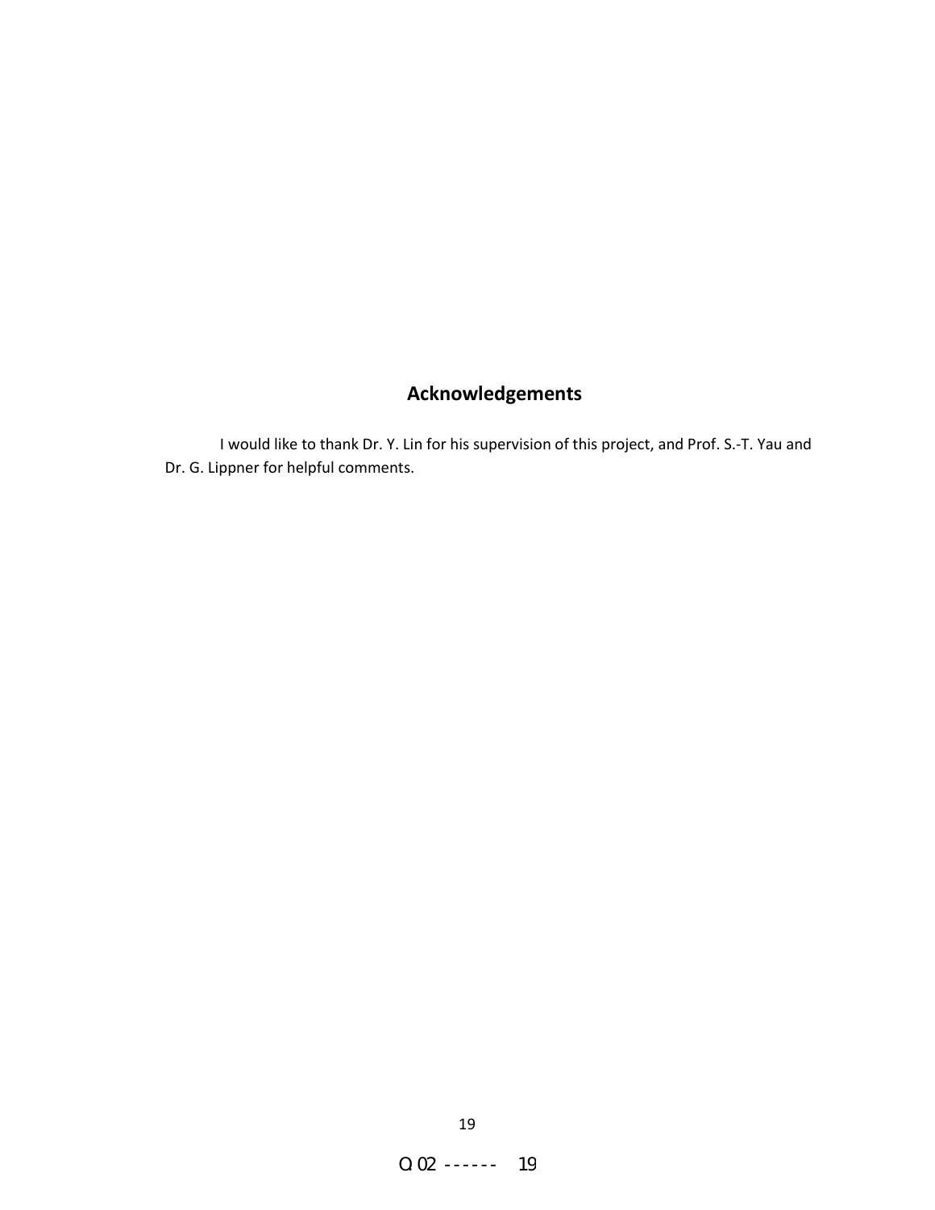## Acknowledgements

I would like to thank Dr. Y. Lin for his supervision of this project, and Prof. S.-T. Yau and Dr. G. Lippner for helpful comments.